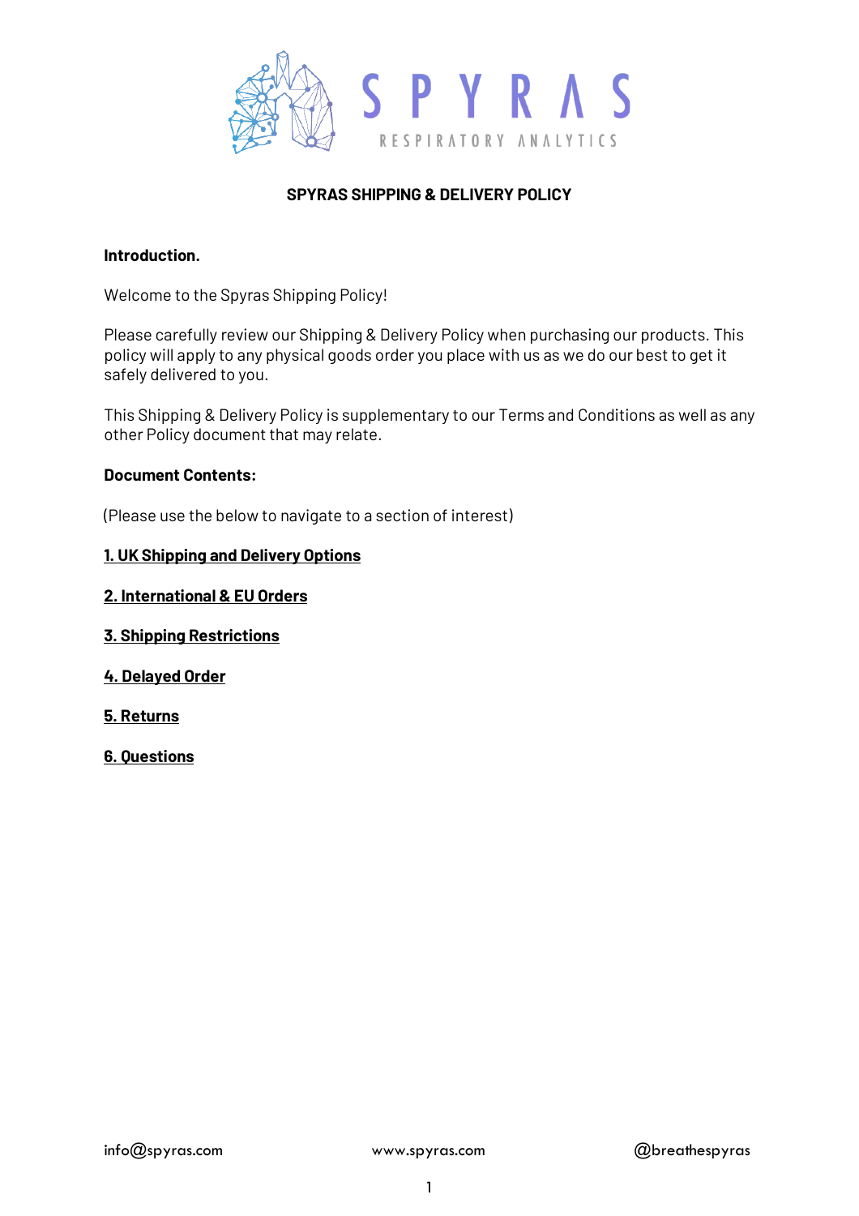# SPYRAS SHIPPING & DELIVERY POLICY

**Introduction.**

Welcome to the Spyras Shipping Policy!

Please carefully review our Shipping & Delivery Policy when purchasing our products. This policy will apply to any physical goods order you place with us as we do our best to get it safely delivered to you.

This Shipping & Delivery Policy is supplementary to our Terms and Conditions as well as any other Policy document that may relate.

**Document Contents:**

(Please use the below to navigate to a section of interest)

**1. UK Shipping and Delivery Options**

**2. International & EU Orders**

**3. Shipping Restrictions**

**4. Delayed Order**

**5. Returns**

**6. Questions**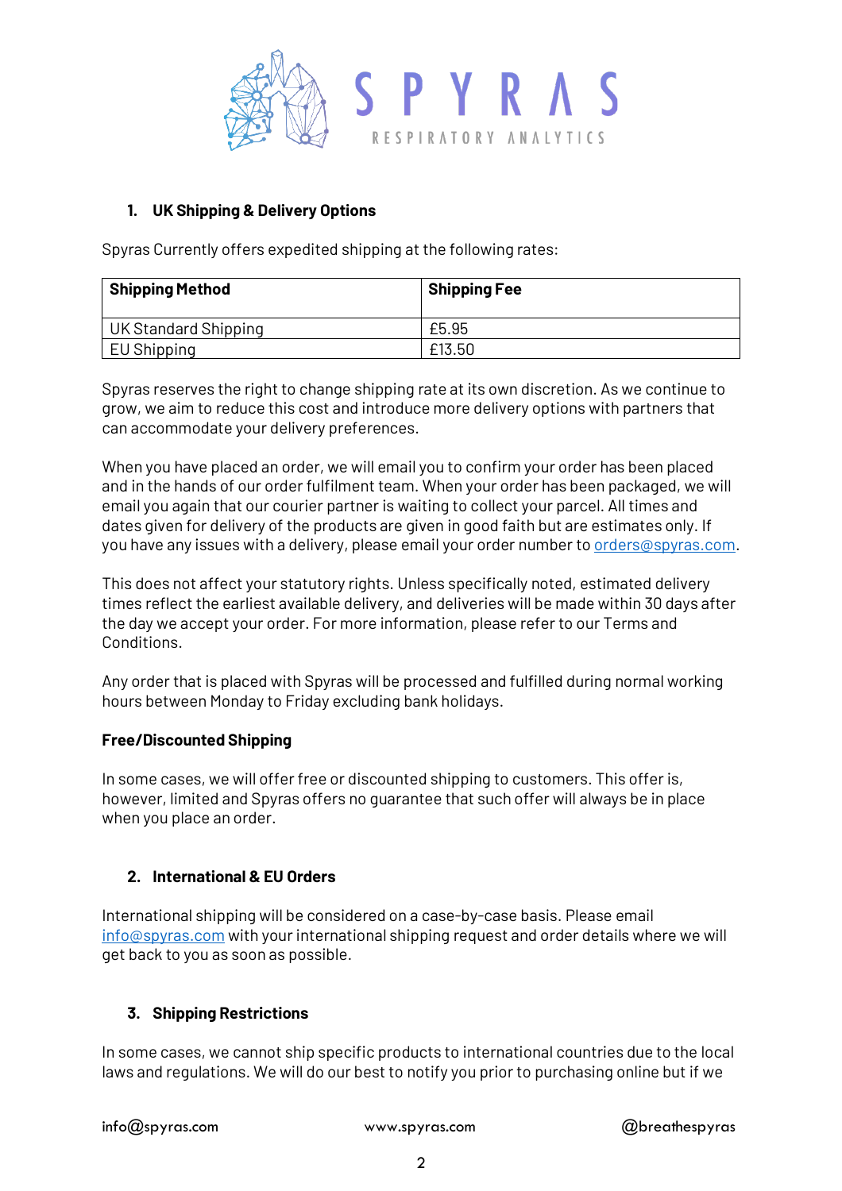## 1. UK Shipping & Delivery Options

Spyras Currently offers expedited shipping at the following rates:

| Shipping Method | Shipping Fee |
|---|---|
| UK Standard Shipping | £5.95 |
| EU Shipping | £13.50 |

Spyras reserves the right to change shipping rate at its own discretion. As we continue to grow, we aim to reduce this cost and introduce more delivery options with partners that can accommodate your delivery preferences.

When you have placed an order, we will email you to confirm your order has been placed and in the hands of our order fulfilment team. When your order has been packaged, we will email you again that our courier partner is waiting to collect your parcel. All times and dates given for delivery of the products are given in good faith but are estimates only. If you have any issues with a delivery, please email your order number to orders@spyras.com.

This does not affect your statutory rights. Unless specifically noted, estimated delivery times reflect the earliest available delivery, and deliveries will be made within 30 days after the day we accept your order. For more information, please refer to our Terms and Conditions.

Any order that is placed with Spyras will be processed and fulfilled during normal working hours between Monday to Friday excluding bank holidays.

**Free/Discounted Shipping**

In some cases, we will offer free or discounted shipping to customers. This offer is, however, limited and Spyras offers no guarantee that such offer will always be in place when you place an order.

## 2. International & EU Orders

International shipping will be considered on a case-by-case basis. Please email info@spyras.com with your international shipping request and order details where we will get back to you as soon as possible.

## 3. Shipping Restrictions

In some cases, we cannot ship specific products to international countries due to the local laws and regulations. We will do our best to notify you prior to purchasing online but if we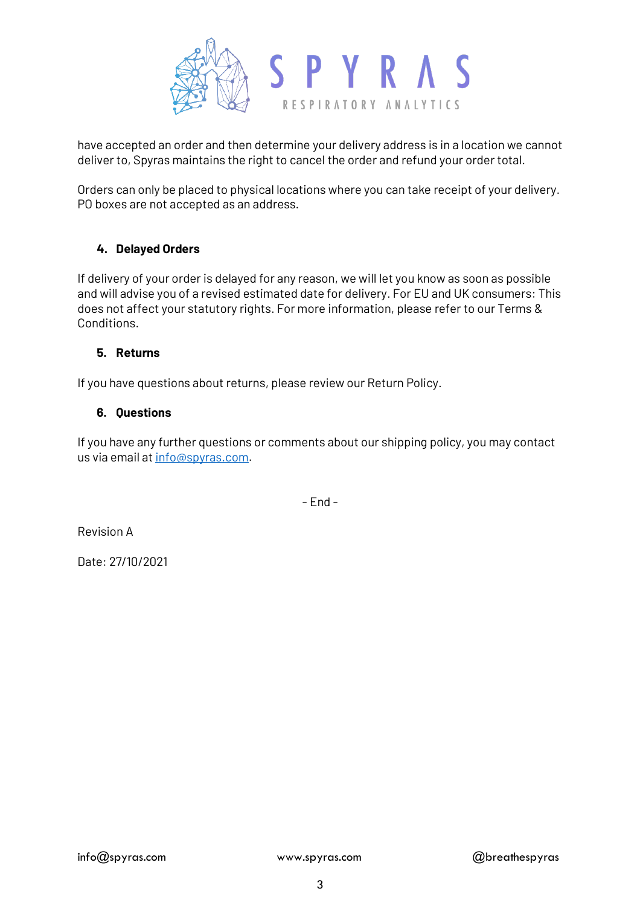have accepted an order and then determine your delivery address is in a location we cannot deliver to, Spyras maintains the right to cancel the order and refund your order total.

Orders can only be placed to physical locations where you can take receipt of your delivery. PO boxes are not accepted as an address.

### 4. Delayed Orders

If delivery of your order is delayed for any reason, we will let you know as soon as possible and will advise you of a revised estimated date for delivery. For EU and UK consumers: This does not affect your statutory rights. For more information, please refer to our Terms & Conditions.

### 5. Returns

If you have questions about returns, please review our Return Policy.

### 6. Questions

If you have any further questions or comments about our shipping policy, you may contact us via email at info@spyras.com.

- End -

Revision A

Date: 27/10/2021